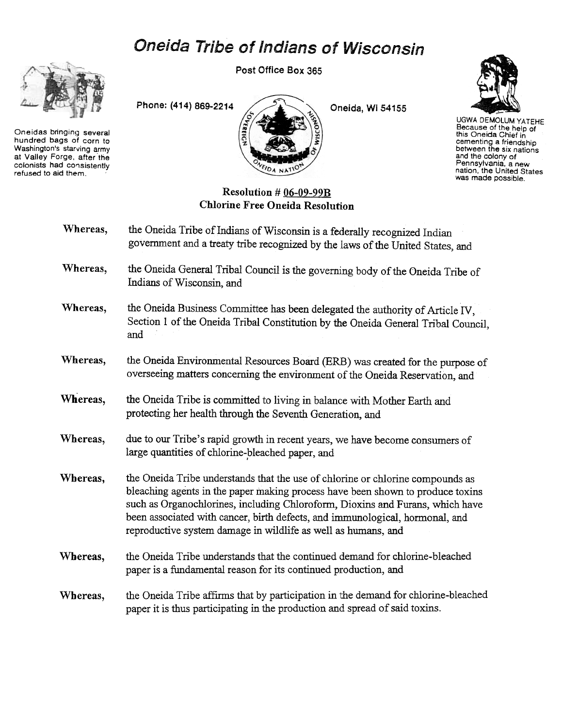# Oneida Tribe of Indians of Wisconsin

Post Office Box 365

Phone: (414) 869-2214

Oneida, Wi 54155

Oneidas bringing several hundred bags of corn to Washington's starving army at Valley Forge, after the colonists had consistently refused to aid them.

UGWA DEMOLUM YATEHE
Because of the help of this Oneida Chief in cementing a friendship between the six nations and the colony of Pennsylvania, a new nation, the United States was made possible.

**Resolution # 06-09-99B**
**Chlorine Free Oneida Resolution**

**Whereas,** the Oneida Tribe of Indians of Wisconsin is a federally recognized Indian government and a treaty tribe recognized by the laws of the United States, and

**Whereas,** the Oneida General Tribal Council is the governing body of the Oneida Tribe of Indians of Wisconsin, and

**Whereas,** the Oneida Business Committee has been delegated the authority of Article IV, Section 1 of the Oneida Tribal Constitution by the Oneida General Tribal Council, and

**Whereas,** the Oneida Environmental Resources Board (ERB) was created for the purpose of overseeing matters concerning the environment of the Oneida Reservation, and

**Whereas,** the Oneida Tribe is committed to living in balance with Mother Earth and protecting her health through the Seventh Generation, and

**Whereas,** due to our Tribe's rapid growth in recent years, we have become consumers of large quantities of chlorine-bleached paper, and

**Whereas,** the Oneida Tribe understands that the use of chlorine or chlorine compounds as bleaching agents in the paper making process have been shown to produce toxins such as Organochlorines, including Chloroform, Dioxins and Furans, which have been associated with cancer, birth defects, and immunological, hormonal, and reproductive system damage in wildlife as well as humans, and

**Whereas,** the Oneida Tribe understands that the continued demand for chlorine-bleached paper is a fundamental reason for its continued production, and

**Whereas,** the Oneida Tribe affirms that by participation in the demand for chlorine-bleached paper it is thus participating in the production and spread of said toxins.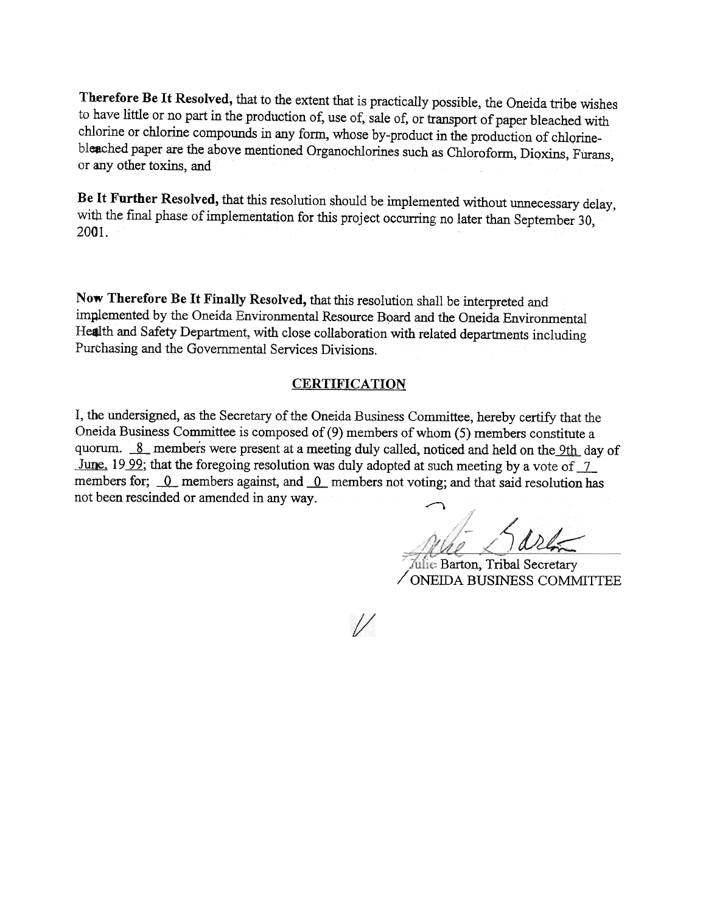**Therefore Be It Resolved,** that to the extent that is practically possible, the Oneida tribe wishes to have little or no part in the production of, use of, sale of, or transport of paper bleached with chlorine or chlorine compounds in any form, whose by-product in the production of chlorine-bleached paper are the above mentioned Organochlorines such as Chloroform, Dioxins, Furans, or any other toxins, and

**Be It Further Resolved,** that this resolution should be implemented without unnecessary delay, with the final phase of implementation for this project occurring no later than September 30, 2001.

**Now Therefore Be It Finally Resolved,** that this resolution shall be interpreted and implemented by the Oneida Environmental Resource Board and the Oneida Environmental Health and Safety Department, with close collaboration with related departments including Purchasing and the Governmental Services Divisions.

## CERTIFICATION

I, the undersigned, as the Secretary of the Oneida Business Committee, hereby certify that the Oneida Business Committee is composed of (9) members of whom (5) members constitute a quorum. 8 members were present at a meeting duly called, noticed and held on the 9th day of June, 1999; that the foregoing resolution was duly adopted at such meeting by a vote of 7 members for; 0 members against, and 0 members not voting; and that said resolution has not been rescinded or amended in any way.

Julie Barton, Tribal Secretary
ONEIDA BUSINESS COMMITTEE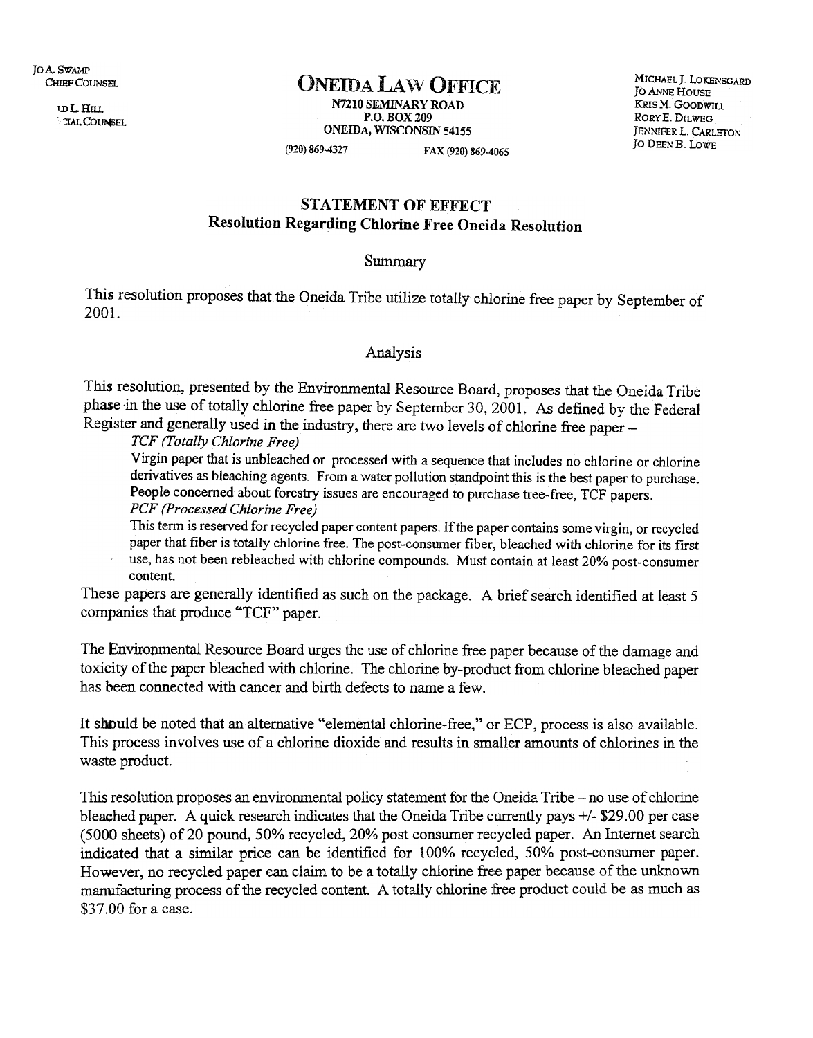JO A. SWAMP
CHIEF COUNSEL

LD L. HILL
IAL COUNSEL

# ONEIDA LAW OFFICE

N7210 SEMINARY ROAD
P.O. BOX 209
ONEIDA, WISCONSIN 54155

(920) 869-4327 FAX (920) 869-4065

MICHAEL J. LOKENSGARD
JO ANNE HOUSE
KRIS M. GOODWILL
RORY E. DILWEG
JENNIFER L. CARLETON
JO DEEN B. LOWE

## STATEMENT OF EFFECT
### Resolution Regarding Chlorine Free Oneida Resolution

#### Summary

This resolution proposes that the Oneida Tribe utilize totally chlorine free paper by September of 2001.

#### Analysis

This resolution, presented by the Environmental Resource Board, proposes that the Oneida Tribe phase in the use of totally chlorine free paper by September 30, 2001. As defined by the Federal Register and generally used in the industry, there are two levels of chlorine free paper –

*TCF (Totally Chlorine Free)*

Virgin paper that is unbleached or processed with a sequence that includes no chlorine or chlorine derivatives as bleaching agents. From a water pollution standpoint this is the best paper to purchase. People concerned about forestry issues are encouraged to purchase tree-free, TCF papers.

*PCF (Processed Chlorine Free)*

This term is reserved for recycled paper content papers. If the paper contains some virgin, or recycled paper that fiber is totally chlorine free. The post-consumer fiber, bleached with chlorine for its first use, has not been rebleached with chlorine compounds. Must contain at least 20% post-consumer content.

These papers are generally identified as such on the package. A brief search identified at least 5 companies that produce "TCF" paper.

The Environmental Resource Board urges the use of chlorine free paper because of the damage and toxicity of the paper bleached with chlorine. The chlorine by-product from chlorine bleached paper has been connected with cancer and birth defects to name a few.

It should be noted that an alternative "elemental chlorine-free," or ECP, process is also available. This process involves use of a chlorine dioxide and results in smaller amounts of chlorines in the waste product.

This resolution proposes an environmental policy statement for the Oneida Tribe – no use of chlorine bleached paper. A quick research indicates that the Oneida Tribe currently pays +/- $29.00 per case (5000 sheets) of 20 pound, 50% recycled, 20% post consumer recycled paper. An Internet search indicated that a similar price can be identified for 100% recycled, 50% post-consumer paper. However, no recycled paper can claim to be a totally chlorine free paper because of the unknown manufacturing process of the recycled content. A totally chlorine free product could be as much as $37.00 for a case.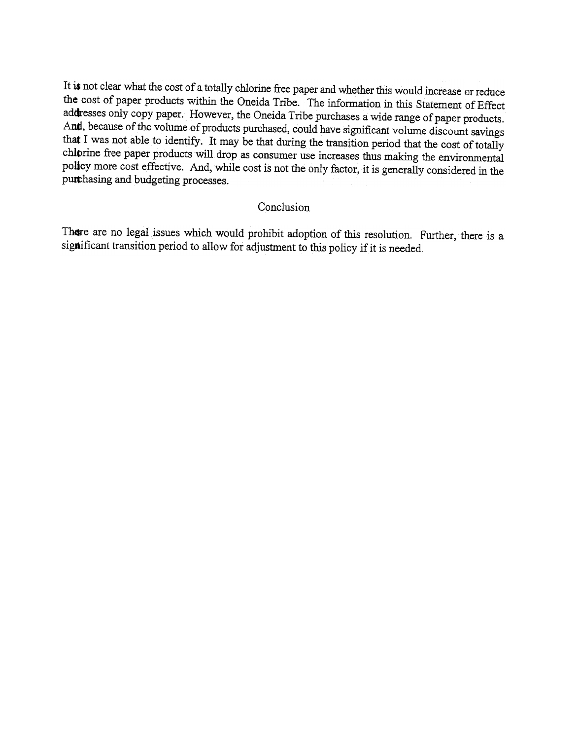It is not clear what the cost of a totally chlorine free paper and whether this would increase or reduce the cost of paper products within the Oneida Tribe. The information in this Statement of Effect addresses only copy paper. However, the Oneida Tribe purchases a wide range of paper products. And, because of the volume of products purchased, could have significant volume discount savings that I was not able to identify. It may be that during the transition period that the cost of totally chlorine free paper products will drop as consumer use increases thus making the environmental policy more cost effective. And, while cost is not the only factor, it is generally considered in the purchasing and budgeting processes.

## Conclusion

There are no legal issues which would prohibit adoption of this resolution. Further, there is a significant transition period to allow for adjustment to this policy if it is needed.